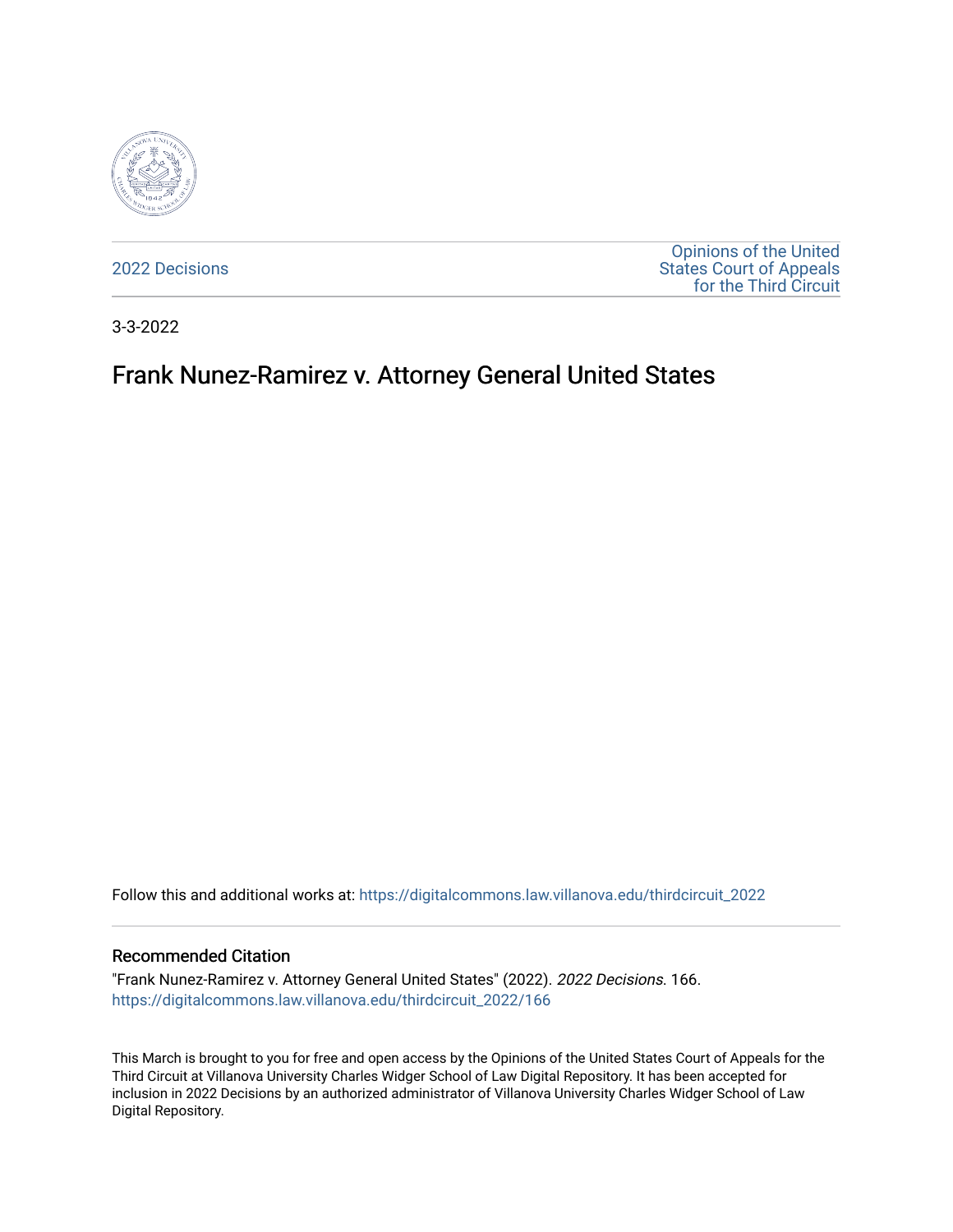2022 Decisions

Opinions of the United States Court of Appeals for the Third Circuit

3-3-2022

# Frank Nunez-Ramirez v. Attorney General United States

Follow this and additional works at: https://digitalcommons.law.villanova.edu/thirdcircuit_2022

## Recommended Citation

"Frank Nunez-Ramirez v. Attorney General United States" (2022). *2022 Decisions*. 166.
https://digitalcommons.law.villanova.edu/thirdcircuit_2022/166

This March is brought to you for free and open access by the Opinions of the United States Court of Appeals for the Third Circuit at Villanova University Charles Widger School of Law Digital Repository. It has been accepted for inclusion in 2022 Decisions by an authorized administrator of Villanova University Charles Widger School of Law Digital Repository.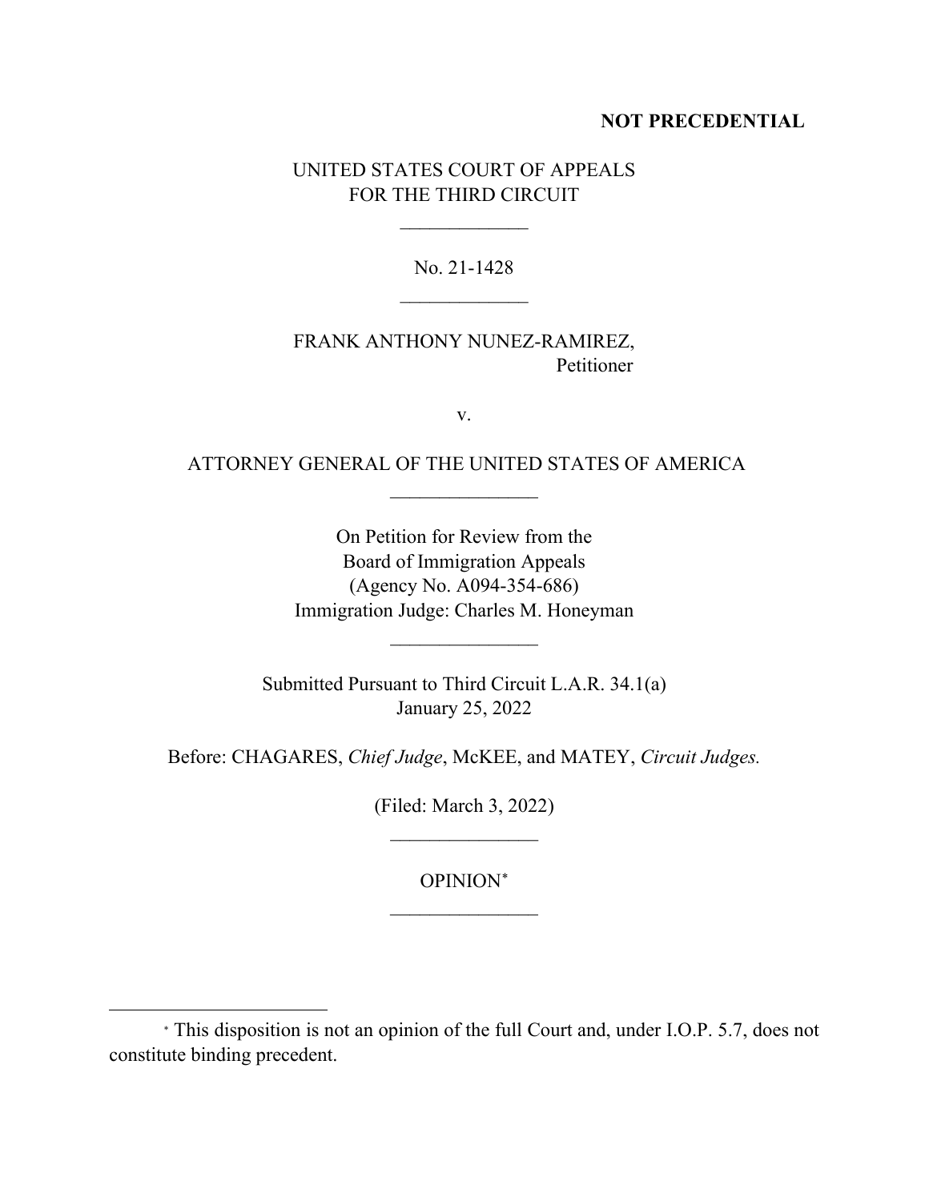**NOT PRECEDENTIAL**

UNITED STATES COURT OF APPEALS
FOR THE THIRD CIRCUIT

\_\_\_\_\_\_\_\_\_\_\_\_\_

No. 21-1428

\_\_\_\_\_\_\_\_\_\_\_\_\_

FRANK ANTHONY NUNEZ-RAMIREZ,
Petitioner

v.

ATTORNEY GENERAL OF THE UNITED STATES OF AMERICA

\_\_\_\_\_\_\_\_\_\_\_\_\_\_\_

On Petition for Review from the
Board of Immigration Appeals
(Agency No. A094-354-686)
Immigration Judge: Charles M. Honeyman

\_\_\_\_\_\_\_\_\_\_\_\_\_\_\_

Submitted Pursuant to Third Circuit L.A.R. 34.1(a)
January 25, 2022

Before: CHAGARES, *Chief Judge*, McKEE, and MATEY, *Circuit Judges.*

(Filed: March 3, 2022)

\_\_\_\_\_\_\_\_\_\_\_\_\_\_\_

OPINION[*]

\_\_\_\_\_\_\_\_\_\_\_\_\_\_\_

[*] This disposition is not an opinion of the full Court and, under I.O.P. 5.7, does not constitute binding precedent.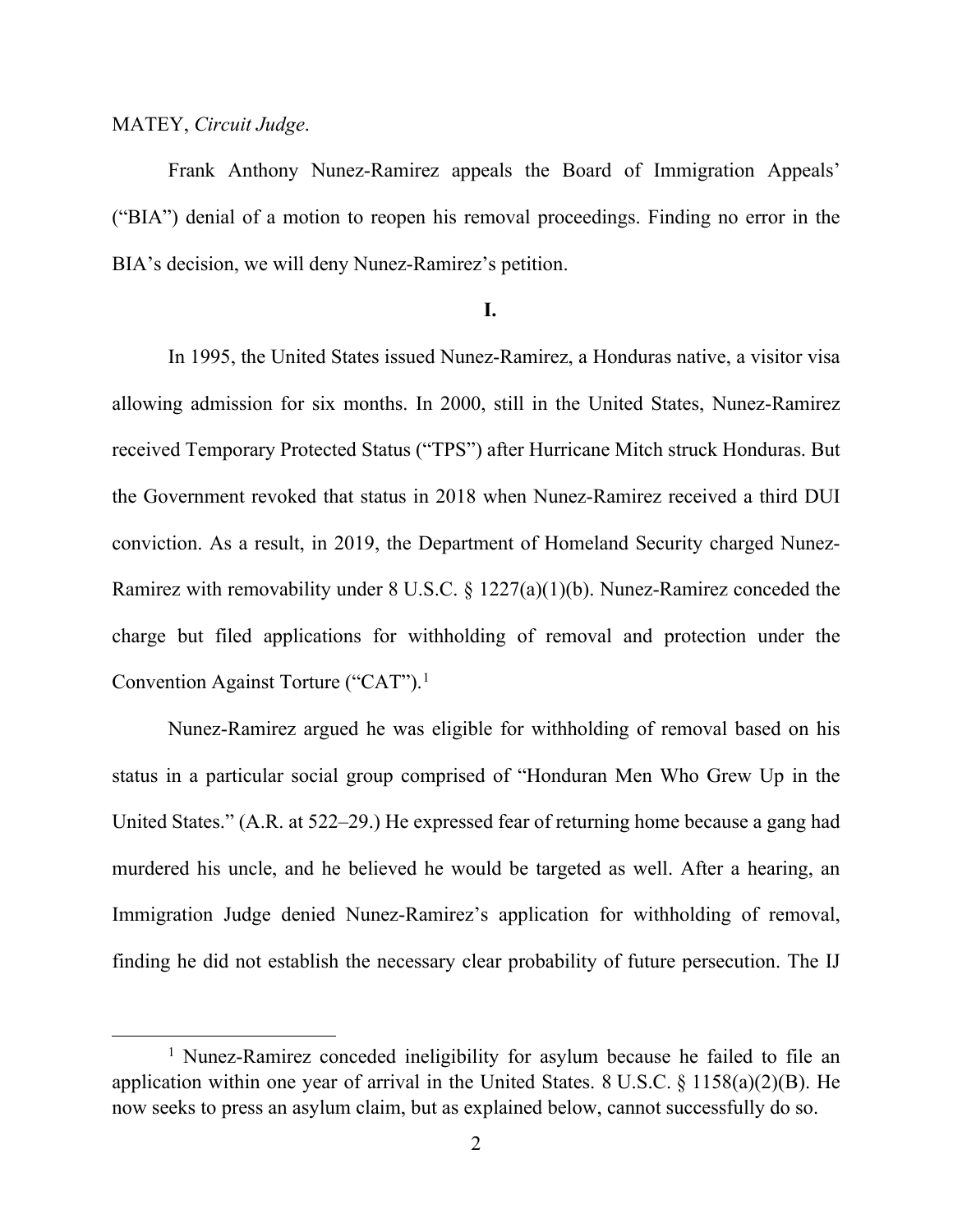MATEY, *Circuit Judge*.

Frank Anthony Nunez-Ramirez appeals the Board of Immigration Appeals' ("BIA") denial of a motion to reopen his removal proceedings. Finding no error in the BIA's decision, we will deny Nunez-Ramirez's petition.

**I.**

In 1995, the United States issued Nunez-Ramirez, a Honduras native, a visitor visa allowing admission for six months. In 2000, still in the United States, Nunez-Ramirez received Temporary Protected Status ("TPS") after Hurricane Mitch struck Honduras. But the Government revoked that status in 2018 when Nunez-Ramirez received a third DUI conviction. As a result, in 2019, the Department of Homeland Security charged Nunez-Ramirez with removability under 8 U.S.C. § 1227(a)(1)(b). Nunez-Ramirez conceded the charge but filed applications for withholding of removal and protection under the Convention Against Torture ("CAT").[1]

Nunez-Ramirez argued he was eligible for withholding of removal based on his status in a particular social group comprised of "Honduran Men Who Grew Up in the United States." (A.R. at 522–29.) He expressed fear of returning home because a gang had murdered his uncle, and he believed he would be targeted as well. After a hearing, an Immigration Judge denied Nunez-Ramirez's application for withholding of removal, finding he did not establish the necessary clear probability of future persecution. The IJ

[1] Nunez-Ramirez conceded ineligibility for asylum because he failed to file an application within one year of arrival in the United States. 8 U.S.C. § 1158(a)(2)(B). He now seeks to press an asylum claim, but as explained below, cannot successfully do so.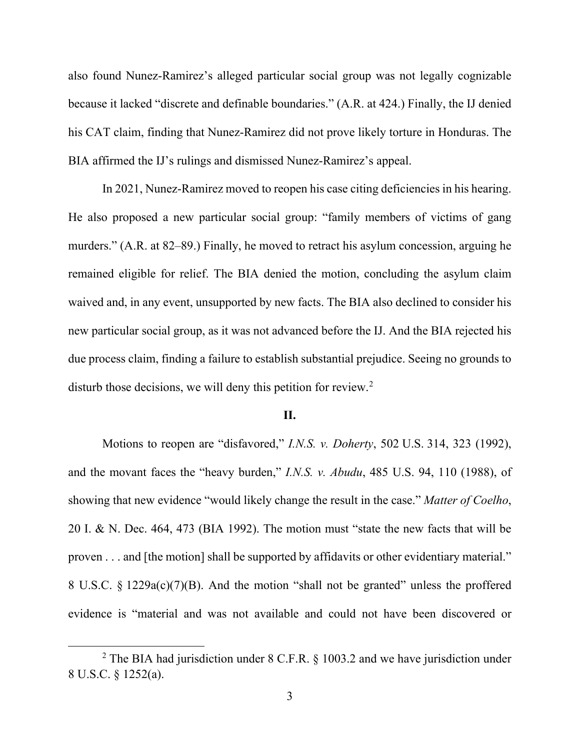also found Nunez-Ramirez's alleged particular social group was not legally cognizable because it lacked "discrete and definable boundaries." (A.R. at 424.) Finally, the IJ denied his CAT claim, finding that Nunez-Ramirez did not prove likely torture in Honduras. The BIA affirmed the IJ's rulings and dismissed Nunez-Ramirez's appeal.

In 2021, Nunez-Ramirez moved to reopen his case citing deficiencies in his hearing. He also proposed a new particular social group: "family members of victims of gang murders." (A.R. at 82–89.) Finally, he moved to retract his asylum concession, arguing he remained eligible for relief. The BIA denied the motion, concluding the asylum claim waived and, in any event, unsupported by new facts. The BIA also declined to consider his new particular social group, as it was not advanced before the IJ. And the BIA rejected his due process claim, finding a failure to establish substantial prejudice. Seeing no grounds to disturb those decisions, we will deny this petition for review.[2]

## II.

Motions to reopen are "disfavored," *I.N.S. v. Doherty*, 502 U.S. 314, 323 (1992), and the movant faces the "heavy burden," *I.N.S. v. Abudu*, 485 U.S. 94, 110 (1988), of showing that new evidence "would likely change the result in the case." *Matter of Coelho*, 20 I. & N. Dec. 464, 473 (BIA 1992). The motion must "state the new facts that will be proven . . . and [the motion] shall be supported by affidavits or other evidentiary material." 8 U.S.C. § 1229a(c)(7)(B). And the motion "shall not be granted" unless the proffered evidence is "material and was not available and could not have been discovered or

[2] The BIA had jurisdiction under 8 C.F.R. § 1003.2 and we have jurisdiction under 8 U.S.C. § 1252(a).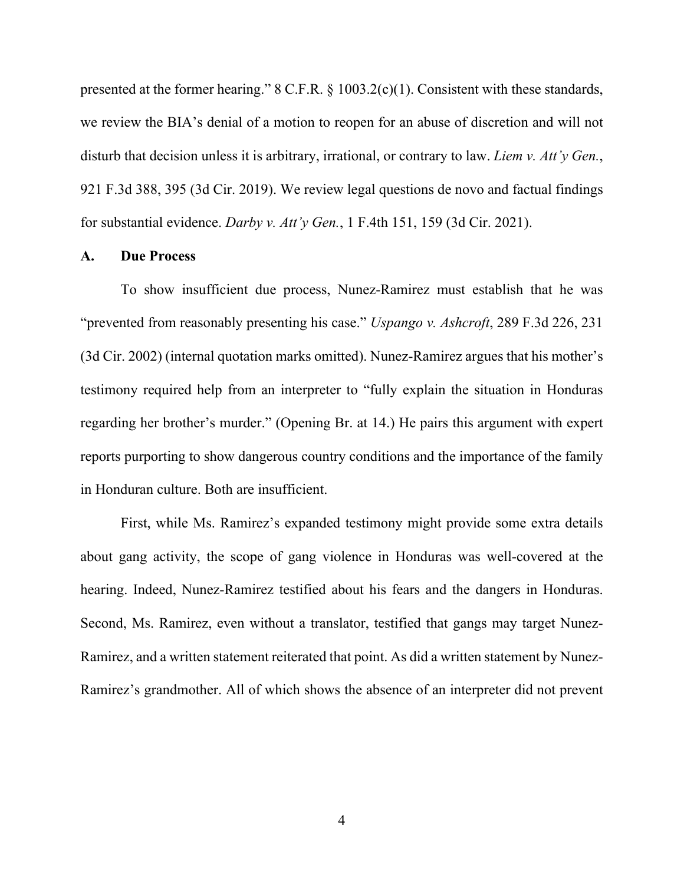presented at the former hearing." 8 C.F.R. § 1003.2(c)(1). Consistent with these standards, we review the BIA's denial of a motion to reopen for an abuse of discretion and will not disturb that decision unless it is arbitrary, irrational, or contrary to law. *Liem v. Att'y Gen.*, 921 F.3d 388, 395 (3d Cir. 2019). We review legal questions de novo and factual findings for substantial evidence. *Darby v. Att'y Gen.*, 1 F.4th 151, 159 (3d Cir. 2021).

### A. Due Process

To show insufficient due process, Nunez-Ramirez must establish that he was "prevented from reasonably presenting his case." *Uspango v. Ashcroft*, 289 F.3d 226, 231 (3d Cir. 2002) (internal quotation marks omitted). Nunez-Ramirez argues that his mother's testimony required help from an interpreter to "fully explain the situation in Honduras regarding her brother's murder." (Opening Br. at 14.) He pairs this argument with expert reports purporting to show dangerous country conditions and the importance of the family in Honduran culture. Both are insufficient.

First, while Ms. Ramirez's expanded testimony might provide some extra details about gang activity, the scope of gang violence in Honduras was well-covered at the hearing. Indeed, Nunez-Ramirez testified about his fears and the dangers in Honduras. Second, Ms. Ramirez, even without a translator, testified that gangs may target Nunez-Ramirez, and a written statement reiterated that point. As did a written statement by Nunez-Ramirez's grandmother. All of which shows the absence of an interpreter did not prevent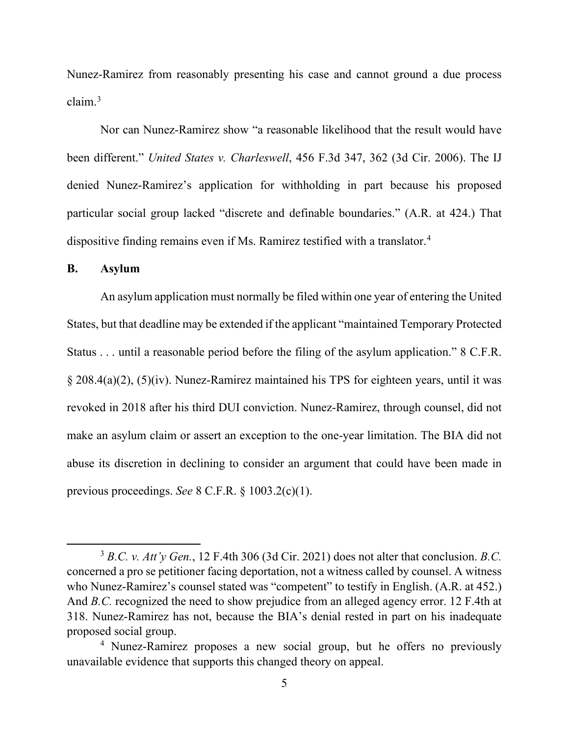Nunez-Ramirez from reasonably presenting his case and cannot ground a due process claim.[3]

Nor can Nunez-Ramirez show "a reasonable likelihood that the result would have been different." *United States v. Charleswell*, 456 F.3d 347, 362 (3d Cir. 2006). The IJ denied Nunez-Ramirez's application for withholding in part because his proposed particular social group lacked "discrete and definable boundaries." (A.R. at 424.) That dispositive finding remains even if Ms. Ramirez testified with a translator.[4]

### B. Asylum

An asylum application must normally be filed within one year of entering the United States, but that deadline may be extended if the applicant "maintained Temporary Protected Status . . . until a reasonable period before the filing of the asylum application." 8 C.F.R. § 208.4(a)(2), (5)(iv). Nunez-Ramirez maintained his TPS for eighteen years, until it was revoked in 2018 after his third DUI conviction. Nunez-Ramirez, through counsel, did not make an asylum claim or assert an exception to the one-year limitation. The BIA did not abuse its discretion in declining to consider an argument that could have been made in previous proceedings. *See* 8 C.F.R. § 1003.2(c)(1).

---

[3] *B.C. v. Att'y Gen.*, 12 F.4th 306 (3d Cir. 2021) does not alter that conclusion. *B.C.* concerned a pro se petitioner facing deportation, not a witness called by counsel. A witness who Nunez-Ramirez's counsel stated was "competent" to testify in English. (A.R. at 452.) And *B.C.* recognized the need to show prejudice from an alleged agency error. 12 F.4th at 318. Nunez-Ramirez has not, because the BIA's denial rested in part on his inadequate proposed social group.

[4] Nunez-Ramirez proposes a new social group, but he offers no previously unavailable evidence that supports this changed theory on appeal.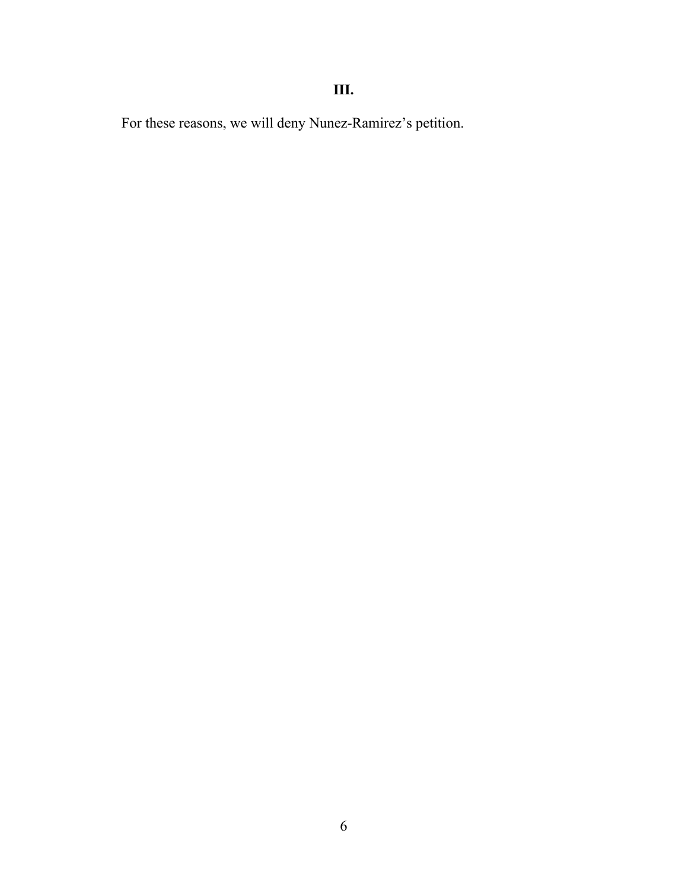## III.

For these reasons, we will deny Nunez-Ramirez's petition.